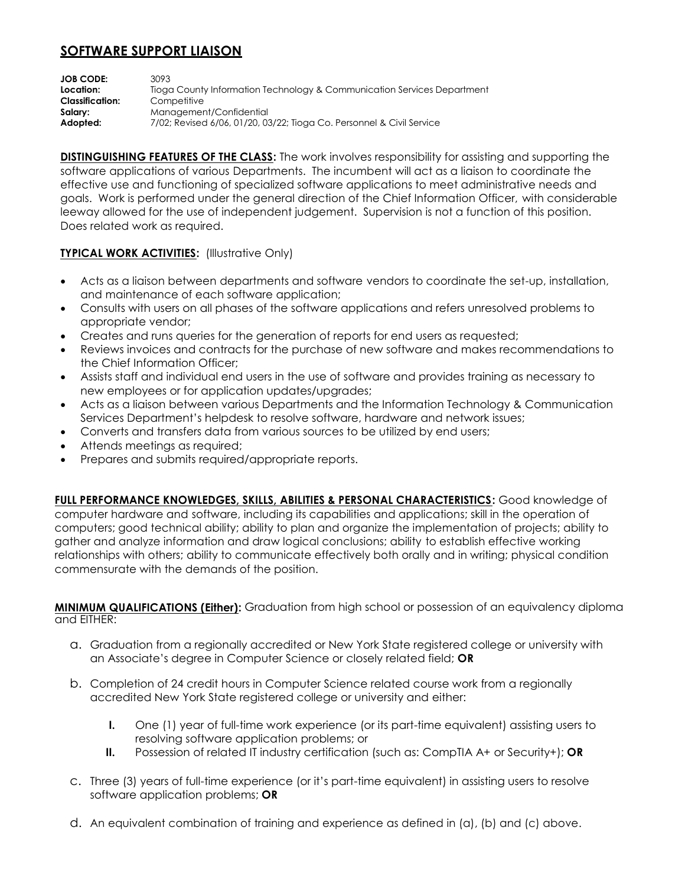# SOFTWARE SUPPORT LIAISON

**JOB CODE:** 3093
**Location:** Tioga County Information Technology & Communication Services Department
**Classification:** Competitive
**Salary:** Management/Confidential
**Adopted:** 7/02; Revised 6/06, 01/20, 03/22; Tioga Co. Personnel & Civil Service

**DISTINGUISHING FEATURES OF THE CLASS:** The work involves responsibility for assisting and supporting the software applications of various Departments. The incumbent will act as a liaison to coordinate the effective use and functioning of specialized software applications to meet administrative needs and goals. Work is performed under the general direction of the Chief Information Officer, with considerable leeway allowed for the use of independent judgement. Supervision is not a function of this position. Does related work as required.

**TYPICAL WORK ACTIVITIES:** (Illustrative Only)

- Acts as a liaison between departments and software vendors to coordinate the set-up, installation, and maintenance of each software application;
- Consults with users on all phases of the software applications and refers unresolved problems to appropriate vendor;
- Creates and runs queries for the generation of reports for end users as requested;
- Reviews invoices and contracts for the purchase of new software and makes recommendations to the Chief Information Officer;
- Assists staff and individual end users in the use of software and provides training as necessary to new employees or for application updates/upgrades;
- Acts as a liaison between various Departments and the Information Technology & Communication Services Department's helpdesk to resolve software, hardware and network issues;
- Converts and transfers data from various sources to be utilized by end users;
- Attends meetings as required;
- Prepares and submits required/appropriate reports.

**FULL PERFORMANCE KNOWLEDGES, SKILLS, ABILITIES & PERSONAL CHARACTERISTICS:** Good knowledge of computer hardware and software, including its capabilities and applications; skill in the operation of computers; good technical ability; ability to plan and organize the implementation of projects; ability to gather and analyze information and draw logical conclusions; ability to establish effective working relationships with others; ability to communicate effectively both orally and in writing; physical condition commensurate with the demands of the position.

**MINIMUM QUALIFICATIONS (Either):** Graduation from high school or possession of an equivalency diploma and EITHER:

a. Graduation from a regionally accredited or New York State registered college or university with an Associate's degree in Computer Science or closely related field; **OR**

b. Completion of 24 credit hours in Computer Science related course work from a regionally accredited New York State registered college or university and either:

   I. One (1) year of full-time work experience (or its part-time equivalent) assisting users to resolving software application problems; or
   II. Possession of related IT industry certification (such as: CompTIA A+ or Security+); **OR**

c. Three (3) years of full-time experience (or it's part-time equivalent) in assisting users to resolve software application problems; **OR**

d. An equivalent combination of training and experience as defined in (a), (b) and (c) above.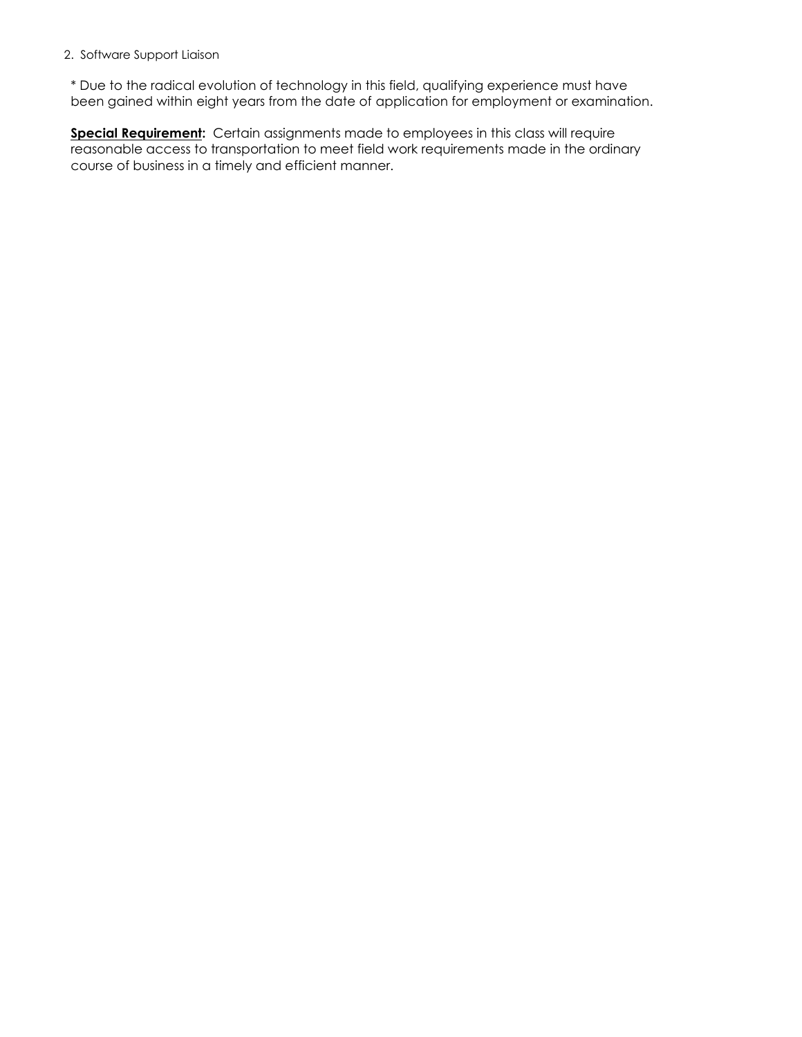2. Software Support Liaison

* Due to the radical evolution of technology in this field, qualifying experience must have been gained within eight years from the date of application for employment or examination.

**Special Requirement:** Certain assignments made to employees in this class will require reasonable access to transportation to meet field work requirements made in the ordinary course of business in a timely and efficient manner.